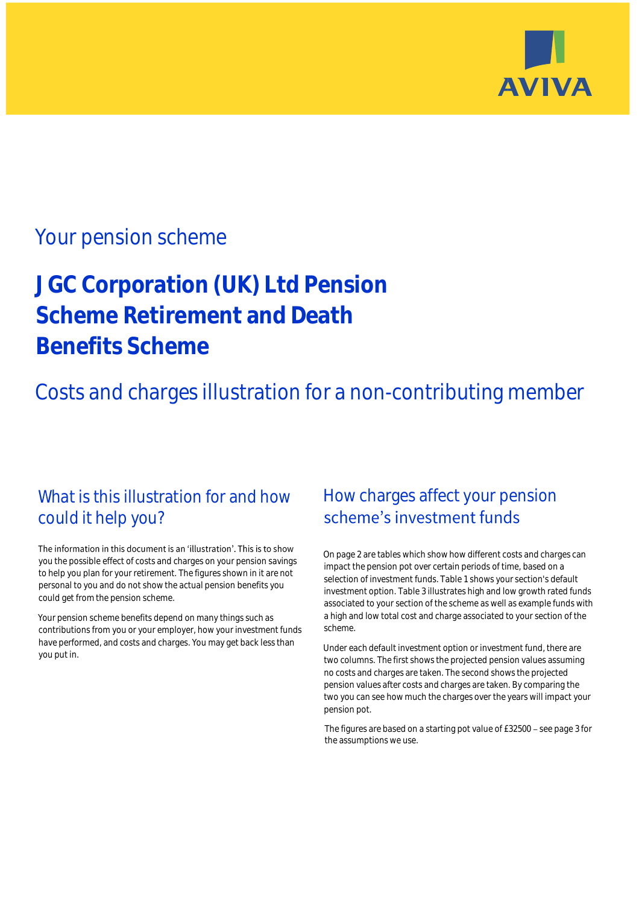AVIVA

## Your pension scheme

# J GC Corporation (UK) Ltd Pension Scheme Retirement and Death Benefits Scheme

## Costs and charges illustration for a non-contributing member

### What is this illustration for and how could it help you?

The information in this document is an 'illustration'. This is to show you the possible effect of costs and charges on your pension savings to help you plan for your retirement. The figures shown in it are not personal to you and do not show the actual pension benefits you could get from the pension scheme.

Your pension scheme benefits depend on many things such as contributions from you or your employer, how your investment funds have performed, and costs and charges. You may get back less than you put in.

### How charges affect your pension scheme's investment funds

On page 2 are tables which show how different costs and charges can impact the pension pot over certain periods of time, based on a selection of investment funds. Table 1 shows your section's default investment option. Table 3 illustrates high and low growth rated funds associated to your section of the scheme as well as example funds with a high and low total cost and charge associated to your section of the scheme.

Under each default investment option or investment fund, there are two columns. The first shows the projected pension values assuming no costs and charges are taken. The second shows the projected pension values after costs and charges are taken. By comparing the two you can see how much the charges over the years will impact your pension pot.

The figures are based on a starting pot value of £32500 – see page 3 for the assumptions we use.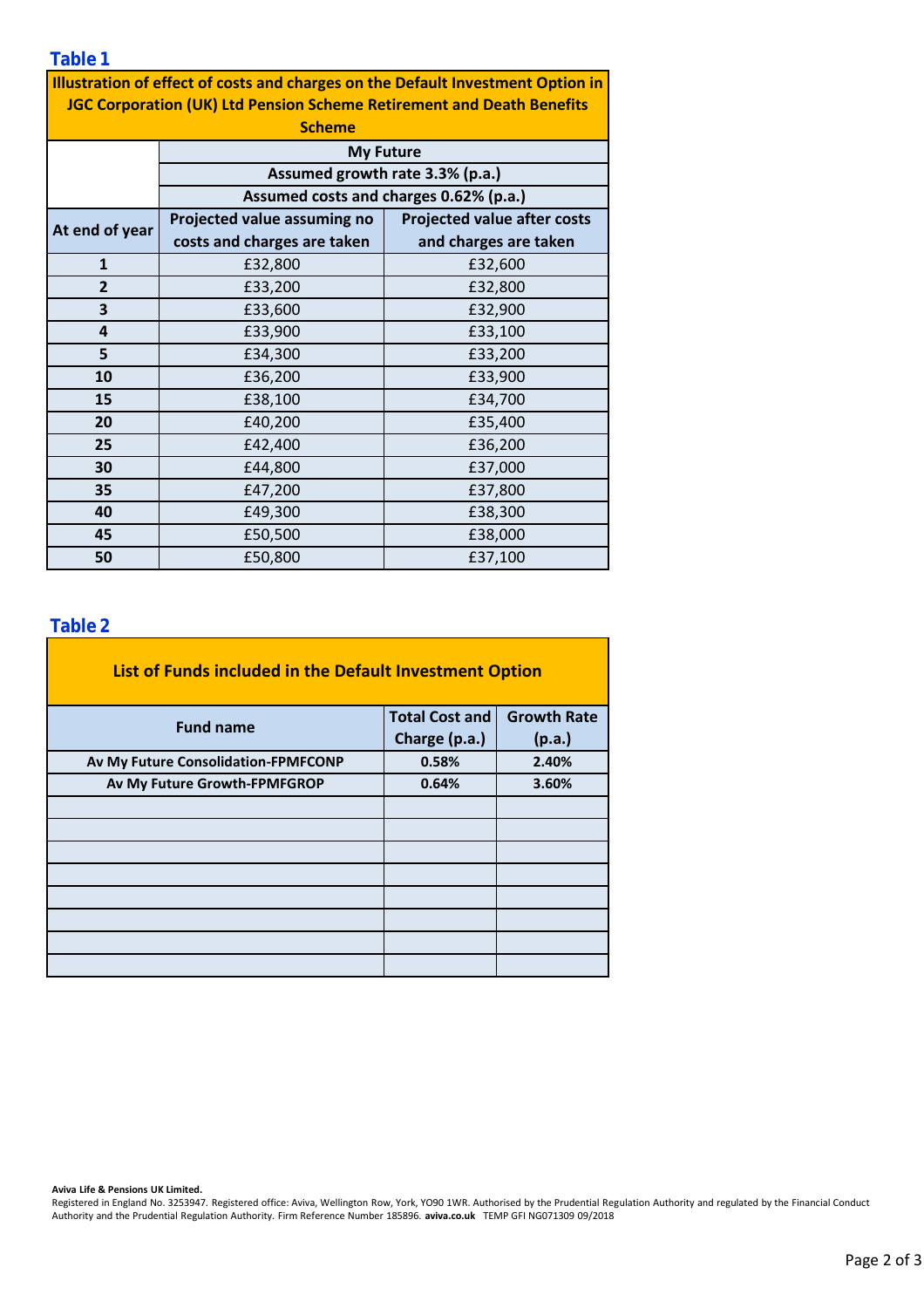**Table 1**

| Illustration of effect of costs and charges on the Default Investment Option in JGC Corporation (UK) Ltd Pension Scheme Retirement and Death Benefits Scheme | | |
|---|---|---|
| | My Future | |
| | Assumed growth rate 3.3% (p.a.) | |
| | Assumed costs and charges 0.62% (p.a.) | |
| At end of year | Projected value assuming no costs and charges are taken | Projected value after costs and charges are taken |
| 1 | £32,800 | £32,600 |
| 2 | £33,200 | £32,800 |
| 3 | £33,600 | £32,900 |
| 4 | £33,900 | £33,100 |
| 5 | £34,300 | £33,200 |
| 10 | £36,200 | £33,900 |
| 15 | £38,100 | £34,700 |
| 20 | £40,200 | £35,400 |
| 25 | £42,400 | £36,200 |
| 30 | £44,800 | £37,000 |
| 35 | £47,200 | £37,800 |
| 40 | £49,300 | £38,300 |
| 45 | £50,500 | £38,000 |
| 50 | £50,800 | £37,100 |

**Table 2**

| List of Funds included in the Default Investment Option | | |
|---|---|---|
| Fund name | Total Cost and Charge (p.a.) | Growth Rate (p.a.) |
| Av My Future Consolidation-FPMFCONP | 0.58% | 2.40% |
| Av My Future Growth-FPMFGROP | 0.64% | 3.60% |
| | | |
| | | |
| | | |
| | | |
| | | |
| | | |
| | | |
| | | |

**Aviva Life & Pensions UK Limited.**
Registered in England No. 3253947. Registered office: Aviva, Wellington Row, York, YO90 1WR. Authorised by the Prudential Regulation Authority and regulated by the Financial Conduct Authority and the Prudential Regulation Authority. Firm Reference Number 185896. **aviva.co.uk** TEMP GFI NG071309 09/2018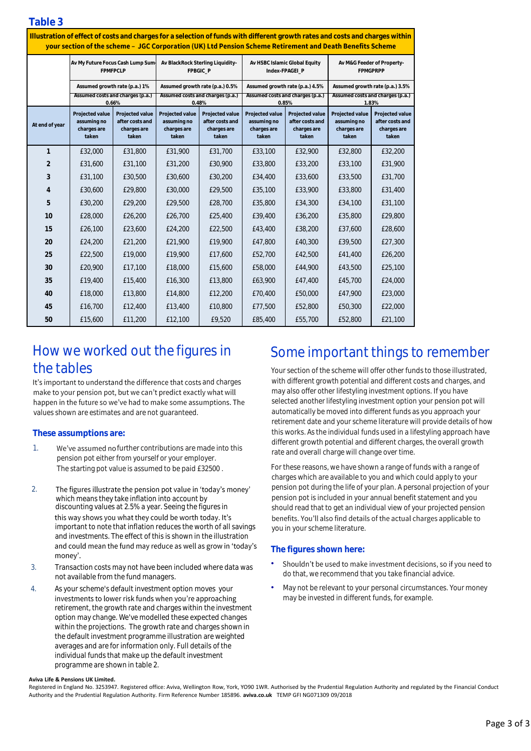## Table 3

| Illustration of effect of costs and charges for a selection of funds with different growth rates and costs and charges within your section of the scheme – JGC Corporation (UK) Ltd Pension Scheme Retirement and Death Benefits Scheme | | | | | | | | |
|---|---|---|---|---|---|---|---|---|
| | Av My Future Focus Cash Lump Sum-FPMFPCLP | | Av BlackRock Sterling Liquidity-FPBGIC_P | | Av HSBC Islamic Global Equity Index-FPAGEI_P | | Av M&G Feeder of Property-FPMGPRPP | |
| | Assumed growth rate (p.a.) 1% | | Assumed growth rate (p.a.) 0.5% | | Assumed growth rate (p.a.) 4.5% | | Assumed growth rate (p.a.) 3.5% | |
| | Assumed costs and charges (p.a.) 0.66% | | Assumed costs and charges (p.a.) 0.48% | | Assumed costs and charges (p.a.) 0.85% | | Assumed costs and charges (p.a.) 1.83% | |
| At end of year | Projected value assuming no charges are taken | Projected value after costs and charges are taken | Projected value assuming no charges are taken | Projected value after costs and charges are taken | Projected value assuming no charges are taken | Projected value after costs and charges are taken | Projected value assuming no charges are taken | Projected value after costs and charges are taken |
| 1 | £32,000 | £31,800 | £31,900 | £31,700 | £33,100 | £32,900 | £32,800 | £32,200 |
| 2 | £31,600 | £31,100 | £31,200 | £30,900 | £33,800 | £33,200 | £33,100 | £31,900 |
| 3 | £31,100 | £30,500 | £30,600 | £30,200 | £34,400 | £33,600 | £33,500 | £31,700 |
| 4 | £30,600 | £29,800 | £30,000 | £29,500 | £35,100 | £33,900 | £33,800 | £31,400 |
| 5 | £30,200 | £29,200 | £29,500 | £28,700 | £35,800 | £34,300 | £34,100 | £31,100 |
| 10 | £28,000 | £26,200 | £26,700 | £25,400 | £39,400 | £36,200 | £35,800 | £29,800 |
| 15 | £26,100 | £23,600 | £24,200 | £22,500 | £43,400 | £38,200 | £37,600 | £28,600 |
| 20 | £24,200 | £21,200 | £21,900 | £19,900 | £47,800 | £40,300 | £39,500 | £27,300 |
| 25 | £22,500 | £19,000 | £19,900 | £17,600 | £52,700 | £42,500 | £41,400 | £26,200 |
| 30 | £20,900 | £17,100 | £18,000 | £15,600 | £58,000 | £44,900 | £43,500 | £25,100 |
| 35 | £19,400 | £15,400 | £16,300 | £13,800 | £63,900 | £47,400 | £45,700 | £24,000 |
| 40 | £18,000 | £13,800 | £14,800 | £12,200 | £70,400 | £50,000 | £47,900 | £23,000 |
| 45 | £16,700 | £12,400 | £13,400 | £10,800 | £77,500 | £52,800 | £50,300 | £22,000 |
| 50 | £15,600 | £11,200 | £12,100 | £9,520 | £85,400 | £55,700 | £52,800 | £21,100 |

# How we worked out the figures in the tables

It's important to understand the difference that costs and charges make to your pension pot, but we can't predict exactly what will happen in the future so we've had to make some assumptions. The values shown are estimates and are not guaranteed.

### These assumptions are:

1. We've assumed no further contributions are made into this pension pot either from yourself or your employer. The starting pot value is assumed to be paid £32500 .
2. The figures illustrate the pension pot value in 'today's money' which means they take inflation into account by discounting values at 2.5% a year. Seeing the figures in this way shows you what they could be worth today. It's important to note that inflation reduces the worth of all savings and investments. The effect of this is shown in the illustration and could mean the fund may reduce as well as grow in 'today's money'.
3. Transaction costs may not have been included where data was not available from the fund managers.
4. As your scheme's default investment option moves your investments to lower risk funds when you're approaching retirement, the growth rate and charges within the investment option may change. We've modelled these expected changes within the projections. The growth rate and charges shown in the default investment programme illustration are weighted averages and are for information only. Full details of the individual funds that make up the default investment programme are shown in table 2.

# Some important things to remember

Your section of the scheme will offer other funds to those illustrated, with different growth potential and different costs and charges, and may also offer other lifestyling investment options. If you have selected another lifestyling investment option your pension pot will automatically be moved into different funds as you approach your retirement date and your scheme literature will provide details of how this works. As the individual funds used in a lifestyling approach have different growth potential and different charges, the overall growth rate and overall charge will change over time.

For these reasons, we have shown a range of funds with a range of charges which are available to you and which could apply to your pension pot during the life of your plan. A personal projection of your pension pot is included in your annual benefit statement and you should read that to get an individual view of your projected pension benefits. You'll also find details of the actual charges applicable to you in your scheme literature.

### The figures shown here:

- Shouldn't be used to make investment decisions, so if you need to do that, we recommend that you take financial advice.
- May not be relevant to your personal circumstances. Your money may be invested in different funds, for example.

**Aviva Life & Pensions UK Limited.**
Registered in England No. 3253947. Registered office: Aviva, Wellington Row, York, YO90 1WR. Authorised by the Prudential Regulation Authority and regulated by the Financial Conduct Authority and the Prudential Regulation Authority. Firm Reference Number 185896. **aviva.co.uk** TEMP GFI NG071309 09/2018